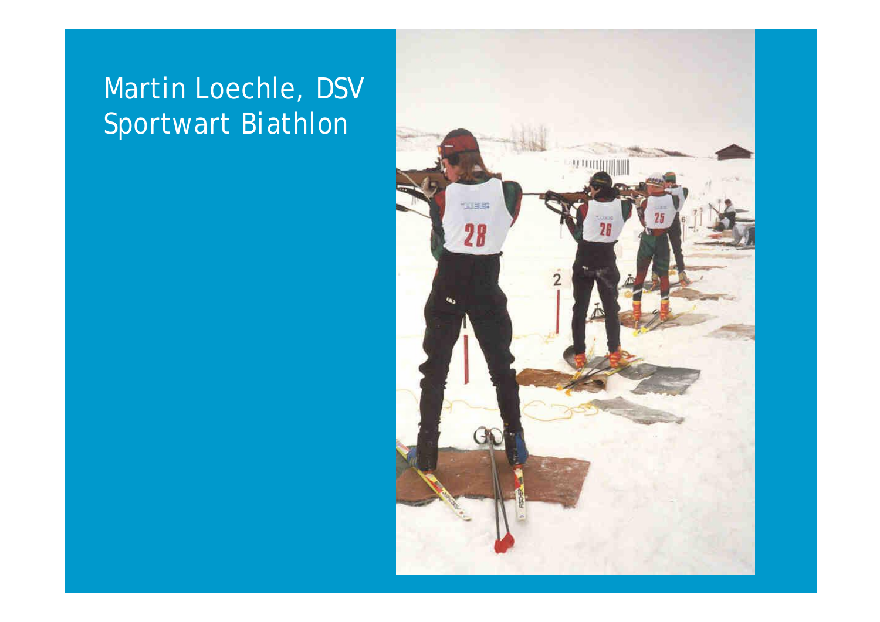# Martin Loechle, DSV Sportwart Biathlon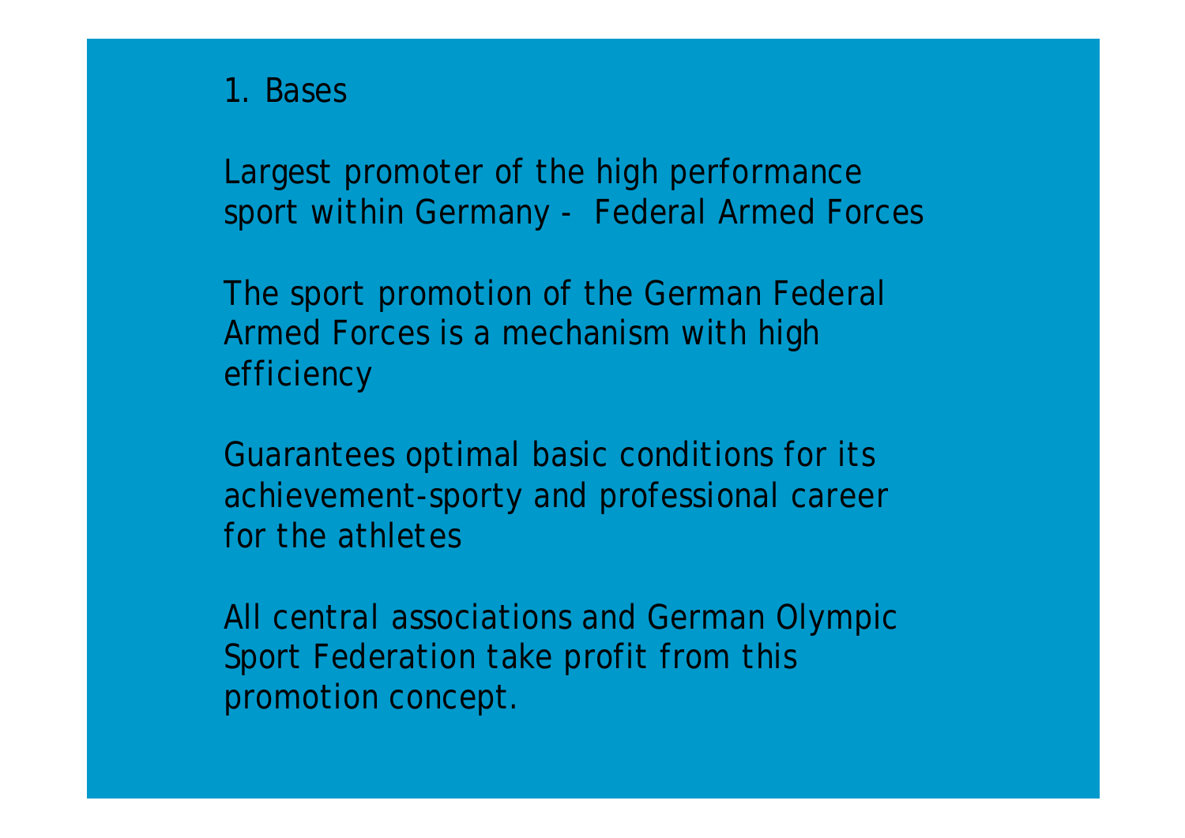# 1. Bases

Largest promoter of the high performance sport within Germany - Federal Armed Forces

The sport promotion of the German Federal Armed Forces is a mechanism with high efficiency

Guarantees optimal basic conditions for its achievement-sporty and professional career for the athletes

All central associations and German Olympic Sport Federation take profit from this promotion concept.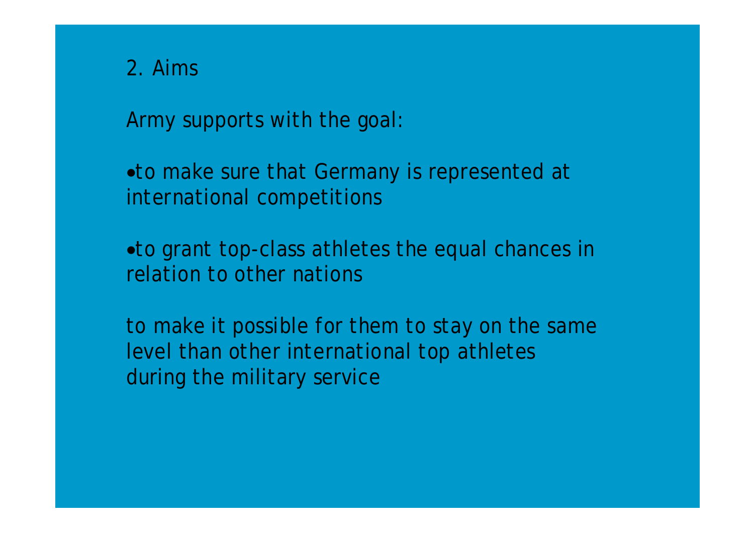## 2. Aims

Army supports with the goal:

- to make sure that Germany is represented at international competitions

- to grant top-class athletes the equal chances in relation to other nations

to make it possible for them to stay on the same level than other international top athletes during the military service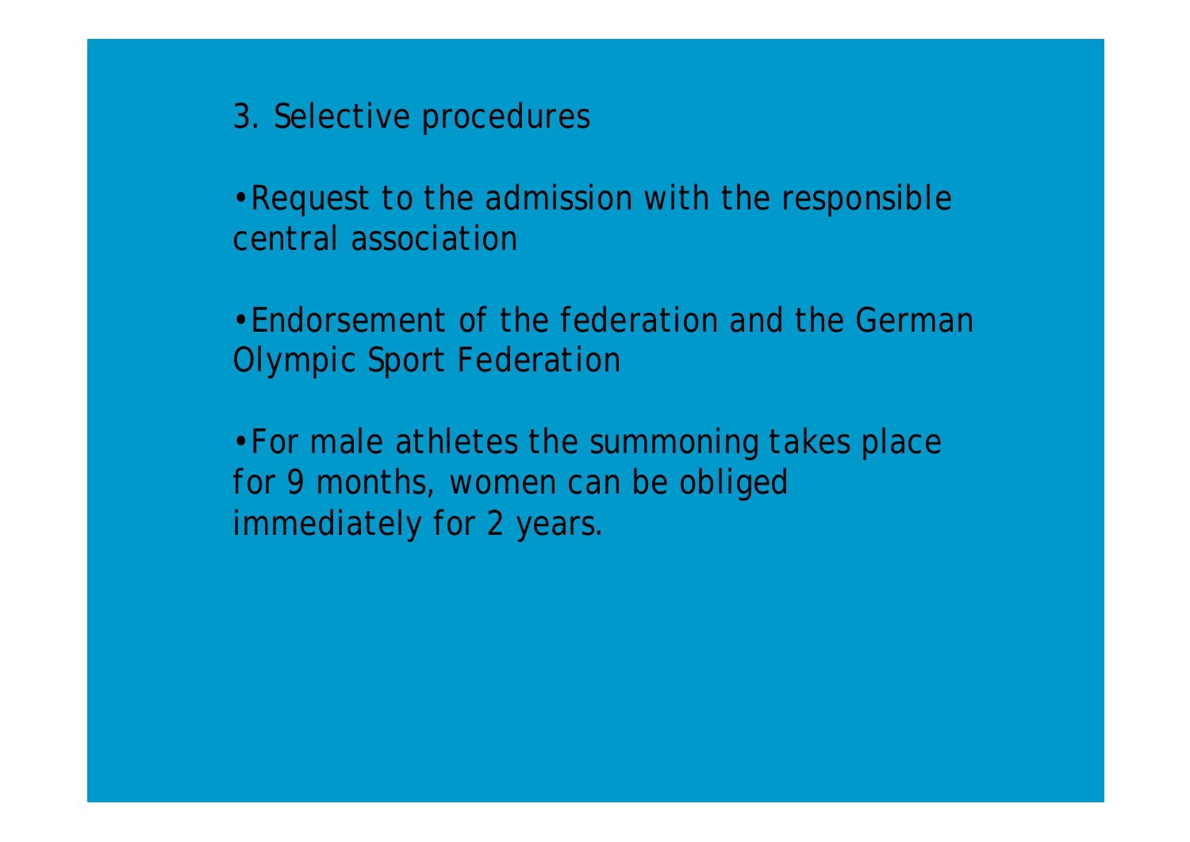## 3. Selective procedures

- Request to the admission with the responsible central association

- Endorsement of the federation and the German Olympic Sport Federation

- For male athletes the summoning takes place for 9 months, women can be obliged immediately for 2 years.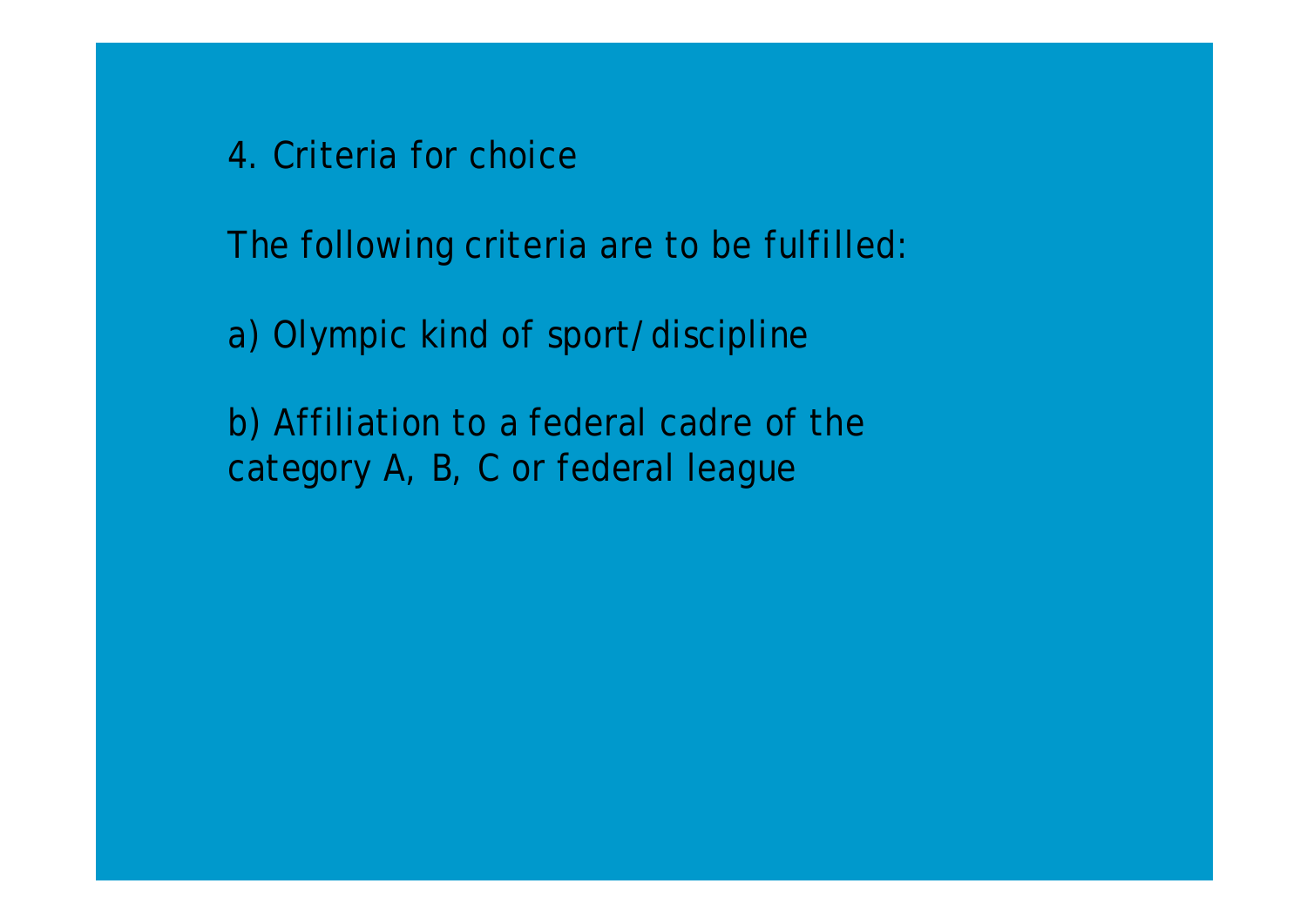## 4. Criteria for choice

The following criteria are to be fulfilled:

a) Olympic kind of sport/discipline

b) Affiliation to a federal cadre of the category A, B, C or federal league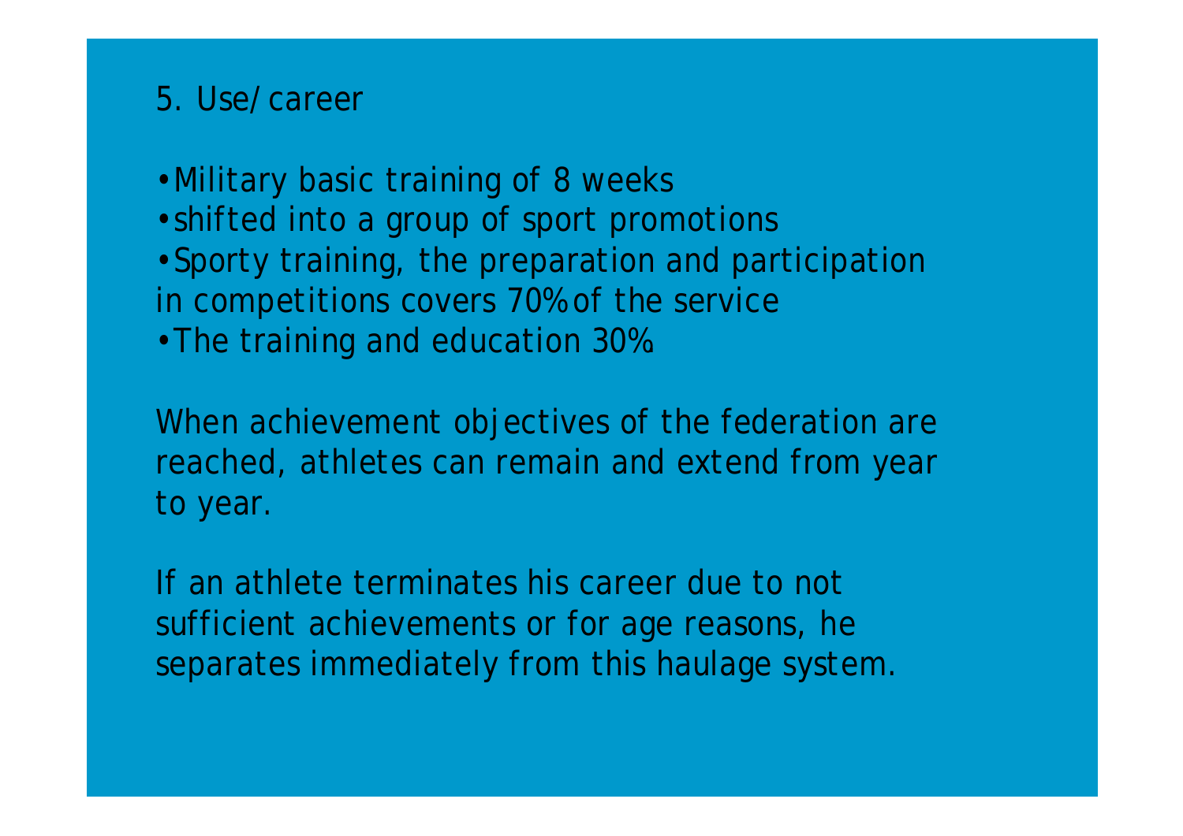## 5. Use/ career

- Military basic training of 8 weeks
- shifted into a group of sport promotions
- Sporty training, the preparation and participation in competitions covers 70% of the service
- The training and education 30%

When achievement objectives of the federation are reached, athletes can remain and extend from year to year.

If an athlete terminates his career due to not sufficient achievements or for age reasons, he separates immediately from this haulage system.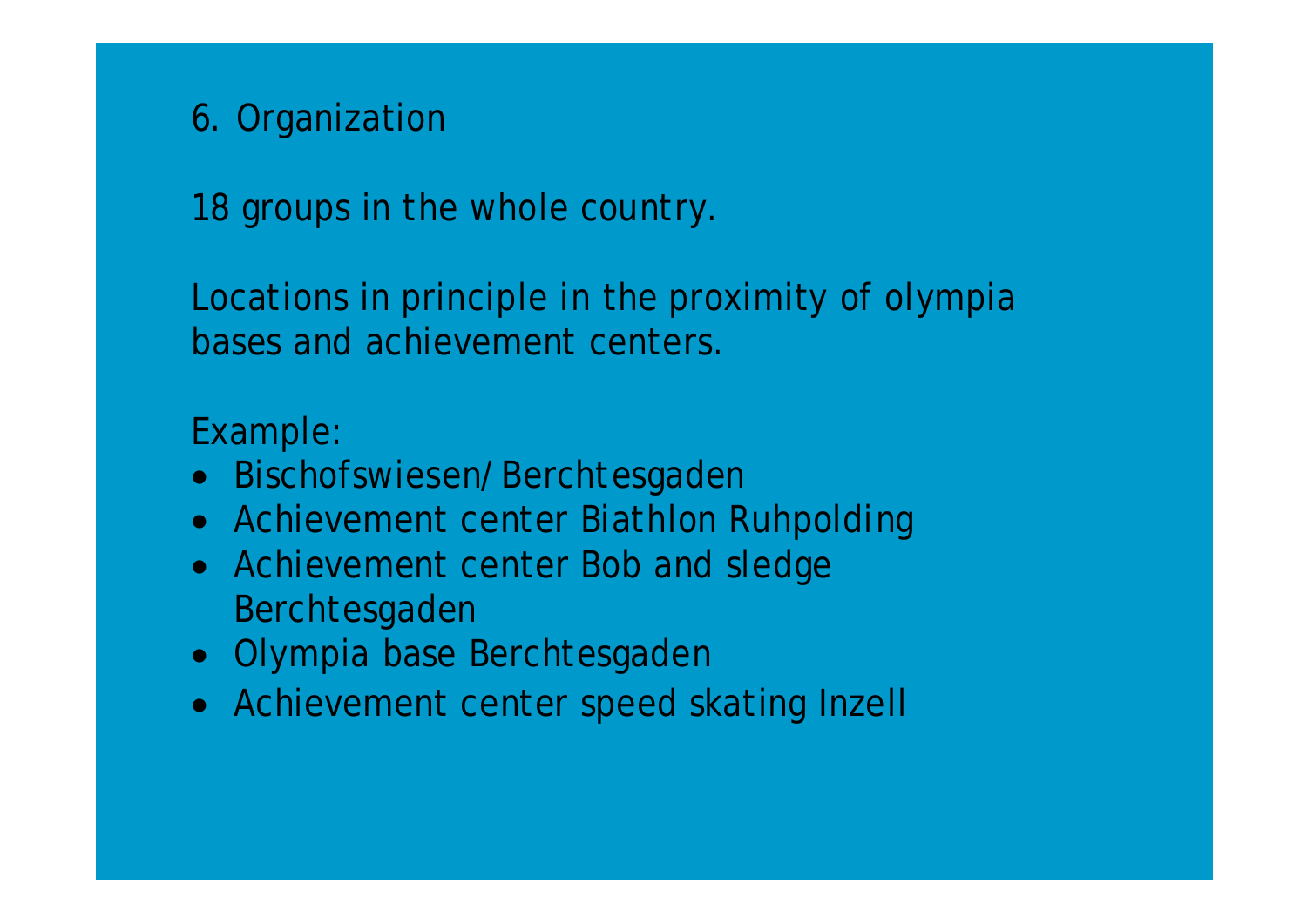## 6. Organization

18 groups in the whole country.

Locations in principle in the proximity of olympia bases and achievement centers.

Example:

- Bischofswiesen/ Berchtesgaden
- Achievement center Biathlon Ruhpolding
- Achievement center Bob and sledge Berchtesgaden
- Olympia base Berchtesgaden
- Achievement center speed skating Inzell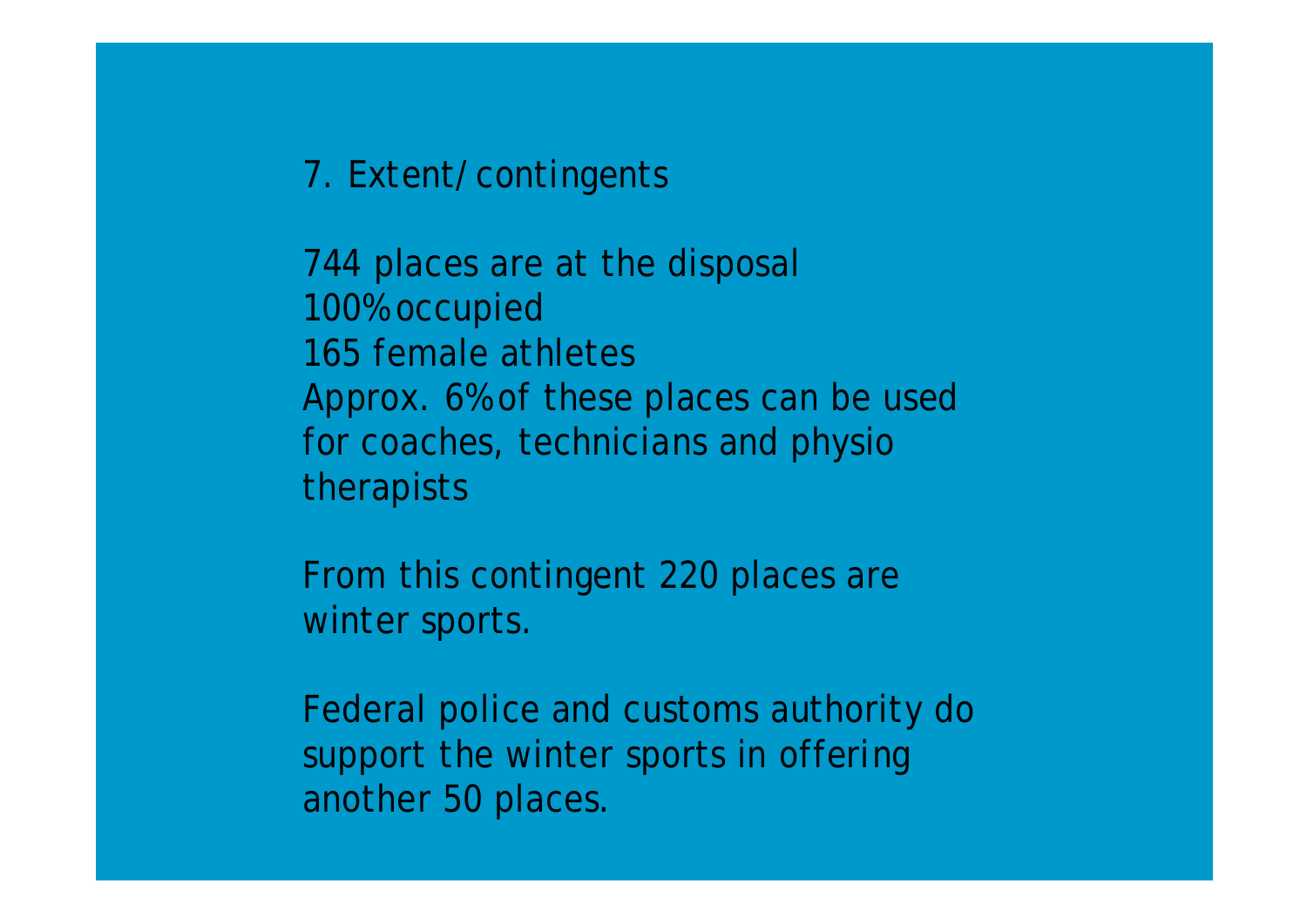## 7. Extent/ contingents

744 places are at the disposal
100% occupied
165 female athletes
Approx. 6% of these places can be used for coaches, technicians and physio therapists

From this contingent 220 places are winter sports.

Federal police and customs authority do support the winter sports in offering another 50 places.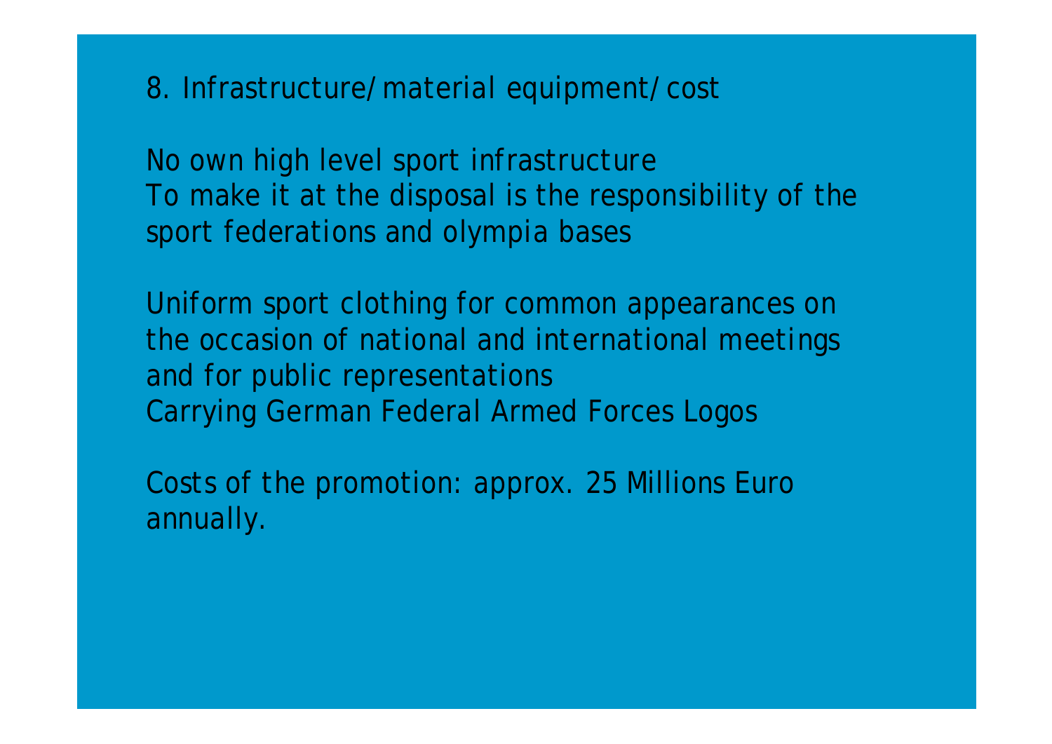## 8. Infrastructure/ material equipment/ cost

No own high level sport infrastructure
To make it at the disposal is the responsibility of the sport federations and olympia bases

Uniform sport clothing for common appearances on the occasion of national and international meetings and for public representations
Carrying German Federal Armed Forces Logos

Costs of the promotion: approx. 25 Millions Euro annually.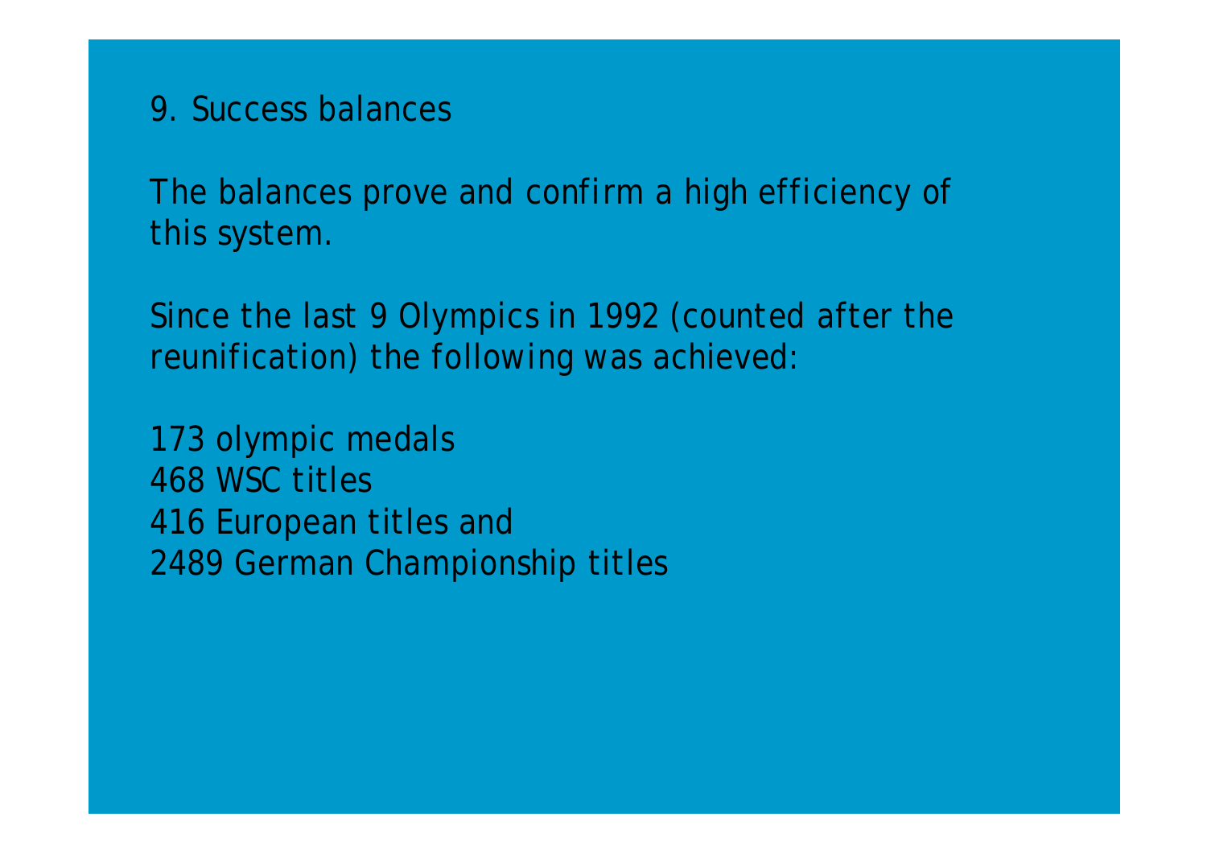## 9. Success balances

The balances prove and confirm a high efficiency of this system.

Since the last 9 Olympics in 1992 (counted after the reunification) the following was achieved:

173 olympic medals
468 WSC titles
416 European titles and
2489 German Championship titles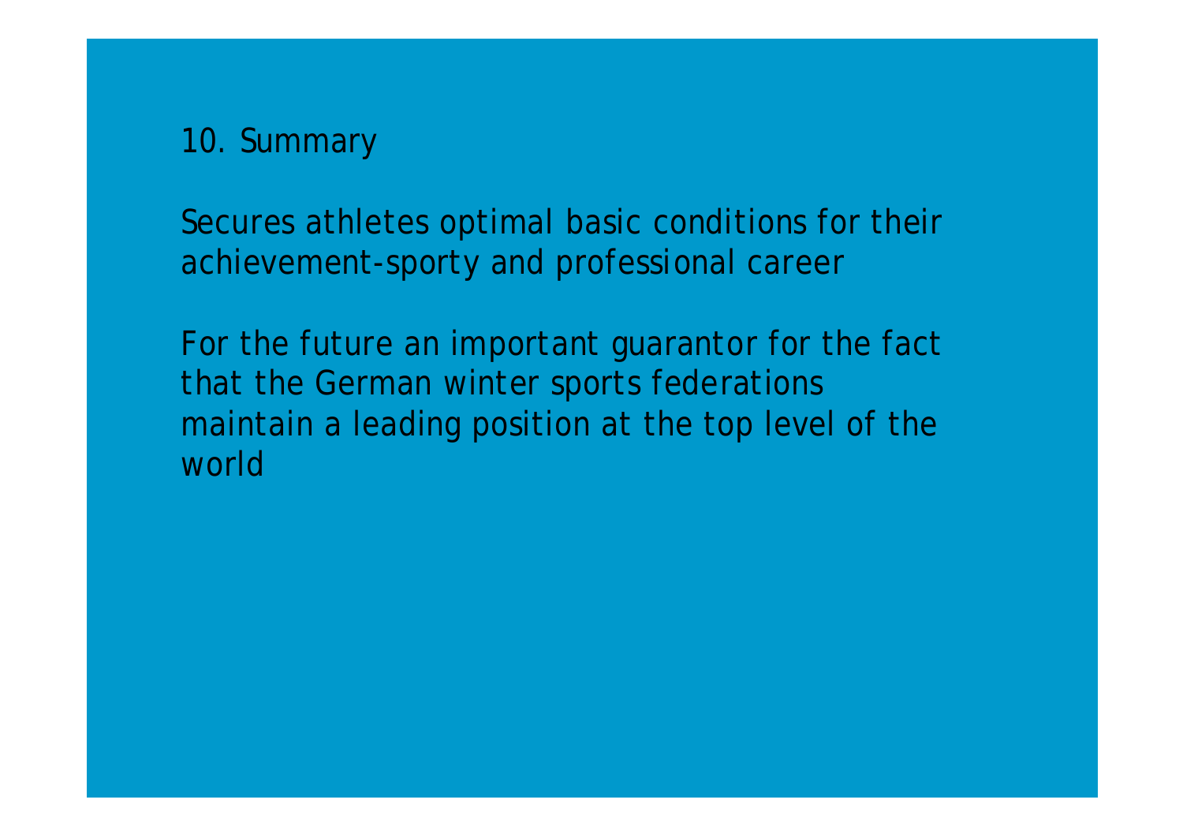## 10. Summary

Secures athletes optimal basic conditions for their achievement-sporty and professional career

For the future an important guarantor for the fact that the German winter sports federations maintain a leading position at the top level of the world